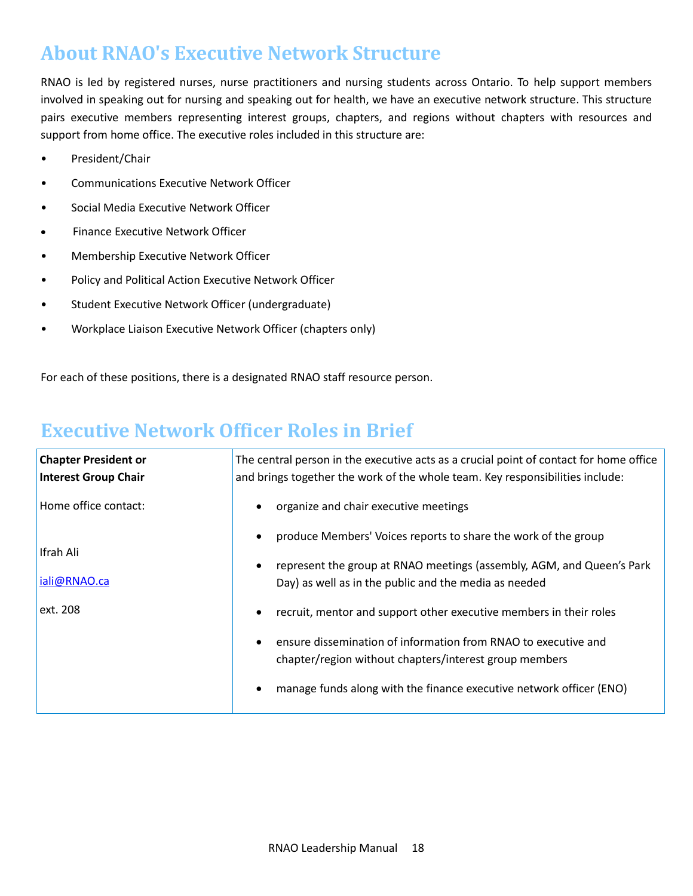## About RNAO's Executive Network Structure

RNAO is led by registered nurses, nurse practitioners and nursing students across Ontario. To help support members involved in speaking out for nursing and speaking out for health, we have an executive network structure. This structure pairs executive members representing interest groups, chapters, and regions without chapters with resources and support from home office. The executive roles included in this structure are:

- President/Chair
- Communications Executive Network Officer
- Social Media Executive Network Officer
- Finance Executive Network Officer
- Membership Executive Network Officer
- Policy and Political Action Executive Network Officer
- Student Executive Network Officer (undergraduate)
- Workplace Liaison Executive Network Officer (chapters only)

For each of these positions, there is a designated RNAO staff resource person.

## Executive Network Officer Roles in Brief

| | |
|---|---|
| **Chapter President or Interest Group Chair**<br><br>Home office contact:<br><br>Ifrah Ali<br><br>iali@RNAO.ca<br><br>ext. 208 | The central person in the executive acts as a crucial point of contact for home office and brings together the work of the whole team. Key responsibilities include:<br><br>• organize and chair executive meetings<br>• produce Members' Voices reports to share the work of the group<br>• represent the group at RNAO meetings (assembly, AGM, and Queen's Park Day) as well as in the public and the media as needed<br>• recruit, mentor and support other executive members in their roles<br>• ensure dissemination of information from RNAO to executive and chapter/region without chapters/interest group members<br>• manage funds along with the finance executive network officer (ENO) |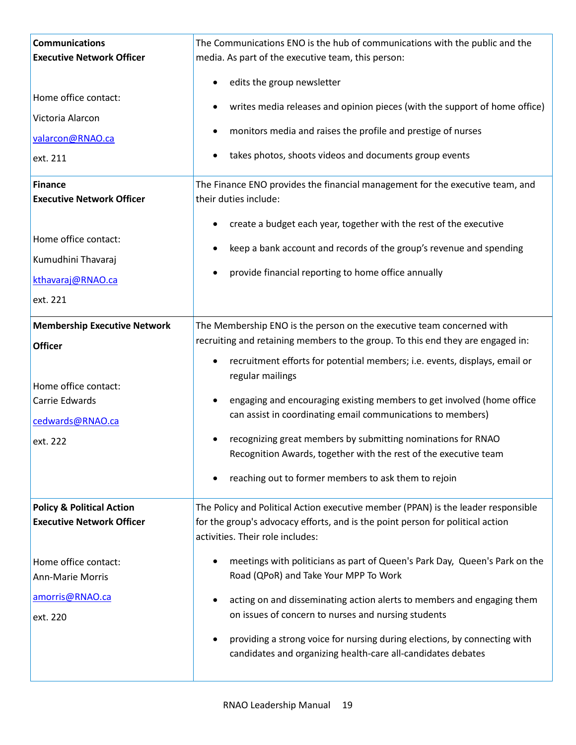| | |
|---|---|
| **Communications Executive Network Officer**<br><br>Home office contact:<br>Victoria Alarcon<br>valarcon@RNAO.ca<br>ext. 211 | The Communications ENO is the hub of communications with the public and the media. As part of the executive team, this person:<br><br>• edits the group newsletter<br>• writes media releases and opinion pieces (with the support of home office)<br>• monitors media and raises the profile and prestige of nurses<br>• takes photos, shoots videos and documents group events |
| **Finance Executive Network Officer**<br><br>Home office contact:<br>Kumudhini Thavaraj<br>kthavaraj@RNAO.ca<br>ext. 221 | The Finance ENO provides the financial management for the executive team, and their duties include:<br><br>• create a budget each year, together with the rest of the executive<br>• keep a bank account and records of the group's revenue and spending<br>• provide financial reporting to home office annually |
| **Membership Executive Network Officer**<br><br>Home office contact:<br>Carrie Edwards<br>cedwards@RNAO.ca<br>ext. 222 | The Membership ENO is the person on the executive team concerned with recruiting and retaining members to the group. To this end they are engaged in:<br><br>• recruitment efforts for potential members; i.e. events, displays, email or regular mailings<br>• engaging and encouraging existing members to get involved (home office can assist in coordinating email communications to members)<br>• recognizing great members by submitting nominations for RNAO Recognition Awards, together with the rest of the executive team<br>• reaching out to former members to ask them to rejoin |
| **Policy & Political Action Executive Network Officer**<br><br>Home office contact:<br>Ann-Marie Morris<br>amorris@RNAO.ca<br>ext. 220 | The Policy and Political Action executive member (PPAN) is the leader responsible for the group's advocacy efforts, and is the point person for political action activities. Their role includes:<br><br>• meetings with politicians as part of Queen's Park Day, Queen's Park on the Road (QPoR) and Take Your MPP To Work<br>• acting on and disseminating action alerts to members and engaging them on issues of concern to nurses and nursing students<br>• providing a strong voice for nursing during elections, by connecting with candidates and organizing health-care all-candidates debates |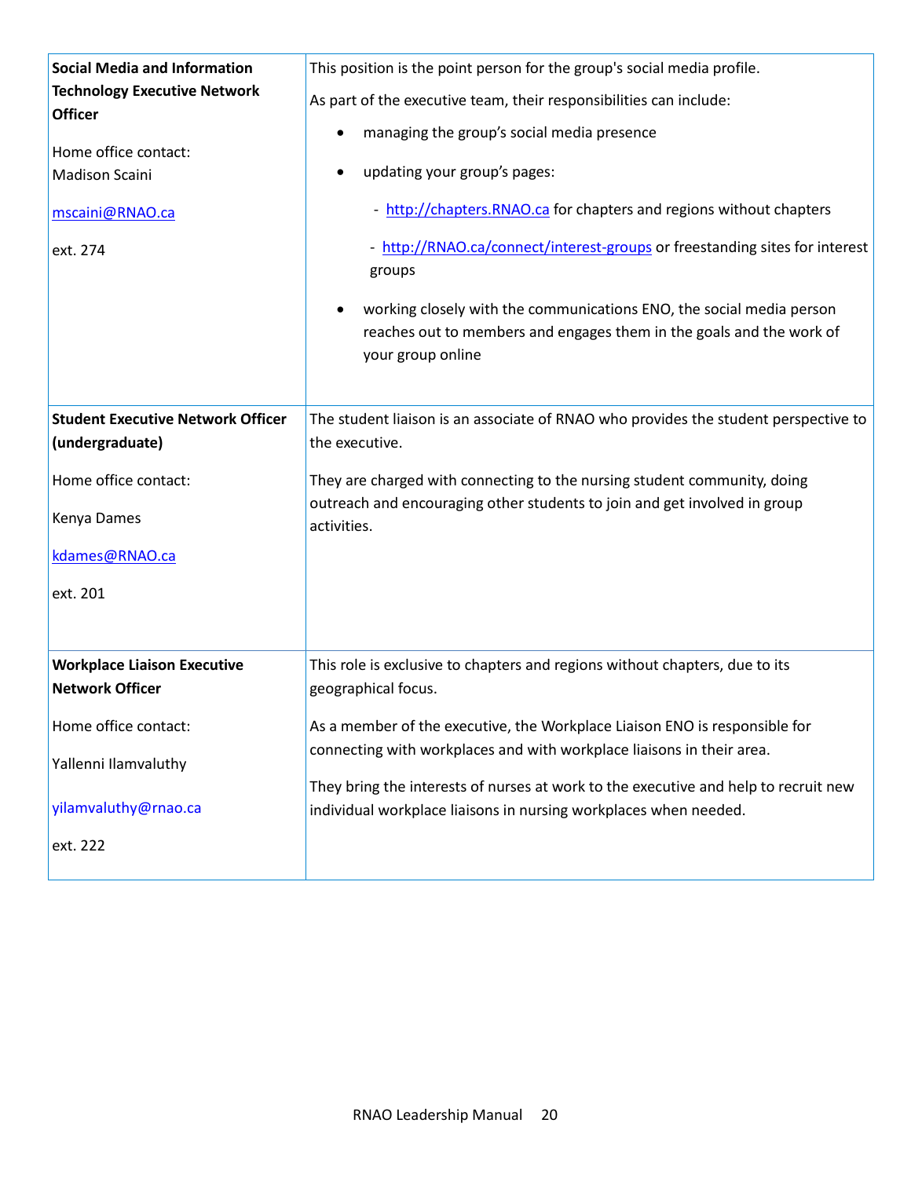| | |
|---|---|
| **Social Media and Information Technology Executive Network Officer**<br><br>Home office contact:<br>Madison Scaini<br><br>mscaini@RNAO.ca<br><br>ext. 274 | This position is the point person for the group's social media profile.<br><br>As part of the executive team, their responsibilities can include:<br><br>• managing the group's social media presence<br><br>• updating your group's pages:<br>  - http://chapters.RNAO.ca for chapters and regions without chapters<br>  - http://RNAO.ca/connect/interest-groups or freestanding sites for interest groups<br><br>• working closely with the communications ENO, the social media person reaches out to members and engages them in the goals and the work of your group online |
| **Student Executive Network Officer (undergraduate)**<br><br>Home office contact:<br><br>Kenya Dames<br><br>kdames@RNAO.ca<br><br>ext. 201 | The student liaison is an associate of RNAO who provides the student perspective to the executive.<br><br>They are charged with connecting to the nursing student community, doing outreach and encouraging other students to join and get involved in group activities. |
| **Workplace Liaison Executive Network Officer**<br><br>Home office contact:<br><br>Yallenni Ilamvaluthy<br><br>yilamvaluthy@rnao.ca<br><br>ext. 222 | This role is exclusive to chapters and regions without chapters, due to its geographical focus.<br><br>As a member of the executive, the Workplace Liaison ENO is responsible for connecting with workplaces and with workplace liaisons in their area.<br><br>They bring the interests of nurses at work to the executive and help to recruit new individual workplace liaisons in nursing workplaces when needed. |